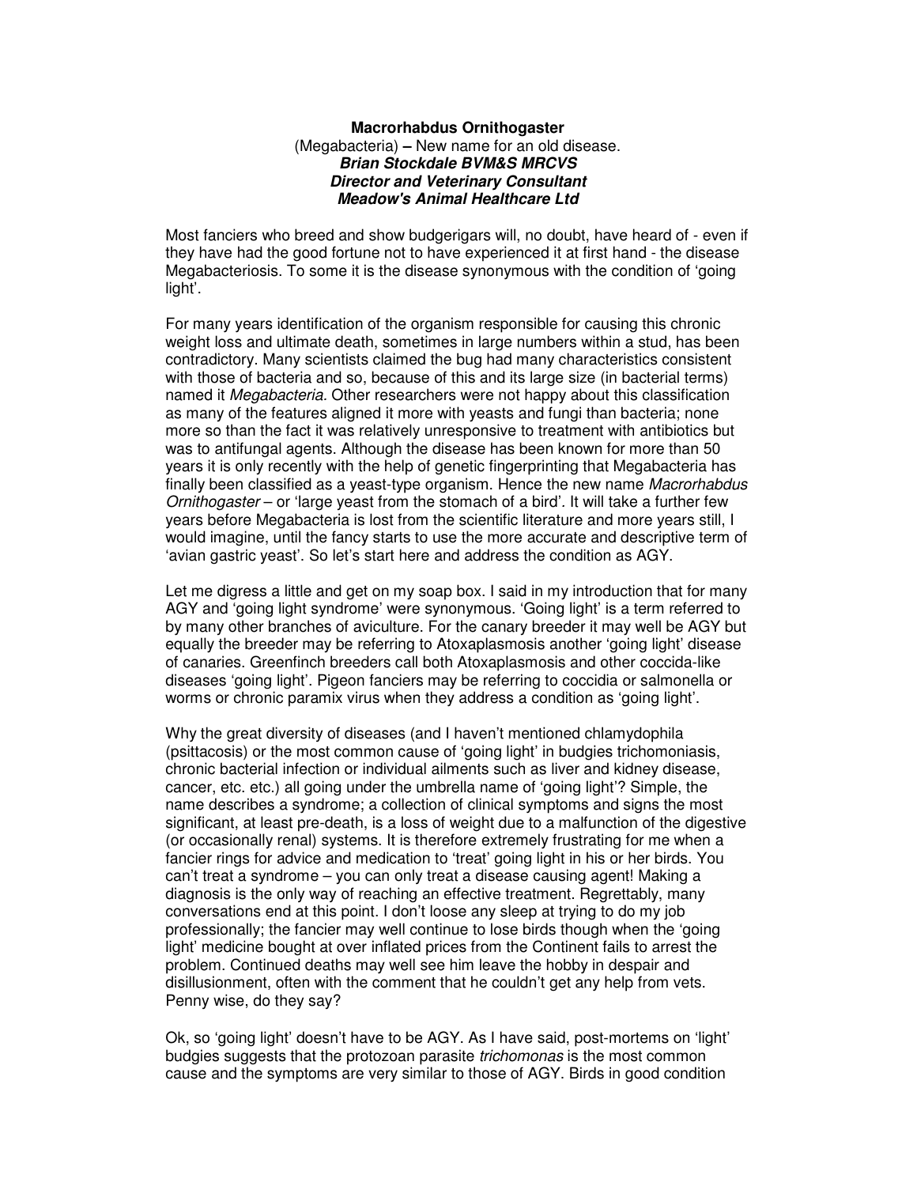**Macrorhabdus Ornithogaster**

(Megabacteria) **–** New name for an old disease.

***Brian Stockdale BVM&S MRCVS***
***Director and Veterinary Consultant***
***Meadow's Animal Healthcare Ltd***

Most fanciers who breed and show budgerigars will, no doubt, have heard of - even if they have had the good fortune not to have experienced it at first hand - the disease Megabacteriosis. To some it is the disease synonymous with the condition of 'going light'.

For many years identification of the organism responsible for causing this chronic weight loss and ultimate death, sometimes in large numbers within a stud, has been contradictory. Many scientists claimed the bug had many characteristics consistent with those of bacteria and so, because of this and its large size (in bacterial terms) named it *Megabacteria*. Other researchers were not happy about this classification as many of the features aligned it more with yeasts and fungi than bacteria; none more so than the fact it was relatively unresponsive to treatment with antibiotics but was to antifungal agents. Although the disease has been known for more than 50 years it is only recently with the help of genetic fingerprinting that Megabacteria has finally been classified as a yeast-type organism. Hence the new name *Macrorhabdus Ornithogaster* – or 'large yeast from the stomach of a bird'. It will take a further few years before Megabacteria is lost from the scientific literature and more years still, I would imagine, until the fancy starts to use the more accurate and descriptive term of 'avian gastric yeast'. So let's start here and address the condition as AGY.

Let me digress a little and get on my soap box. I said in my introduction that for many AGY and 'going light syndrome' were synonymous. 'Going light' is a term referred to by many other branches of aviculture. For the canary breeder it may well be AGY but equally the breeder may be referring to Atoxaplasmosis another 'going light' disease of canaries. Greenfinch breeders call both Atoxaplasmosis and other coccida-like diseases 'going light'. Pigeon fanciers may be referring to coccidia or salmonella or worms or chronic paramix virus when they address a condition as 'going light'.

Why the great diversity of diseases (and I haven't mentioned chlamydophila (psittacosis) or the most common cause of 'going light' in budgies trichomoniasis, chronic bacterial infection or individual ailments such as liver and kidney disease, cancer, etc. etc.) all going under the umbrella name of 'going light'? Simple, the name describes a syndrome; a collection of clinical symptoms and signs the most significant, at least pre-death, is a loss of weight due to a malfunction of the digestive (or occasionally renal) systems. It is therefore extremely frustrating for me when a fancier rings for advice and medication to 'treat' going light in his or her birds. You can't treat a syndrome – you can only treat a disease causing agent! Making a diagnosis is the only way of reaching an effective treatment. Regrettably, many conversations end at this point. I don't loose any sleep at trying to do my job professionally; the fancier may well continue to lose birds though when the 'going light' medicine bought at over inflated prices from the Continent fails to arrest the problem. Continued deaths may well see him leave the hobby in despair and disillusionment, often with the comment that he couldn't get any help from vets. Penny wise, do they say?

Ok, so 'going light' doesn't have to be AGY. As I have said, post-mortems on 'light' budgies suggests that the protozoan parasite *trichomonas* is the most common cause and the symptoms are very similar to those of AGY. Birds in good condition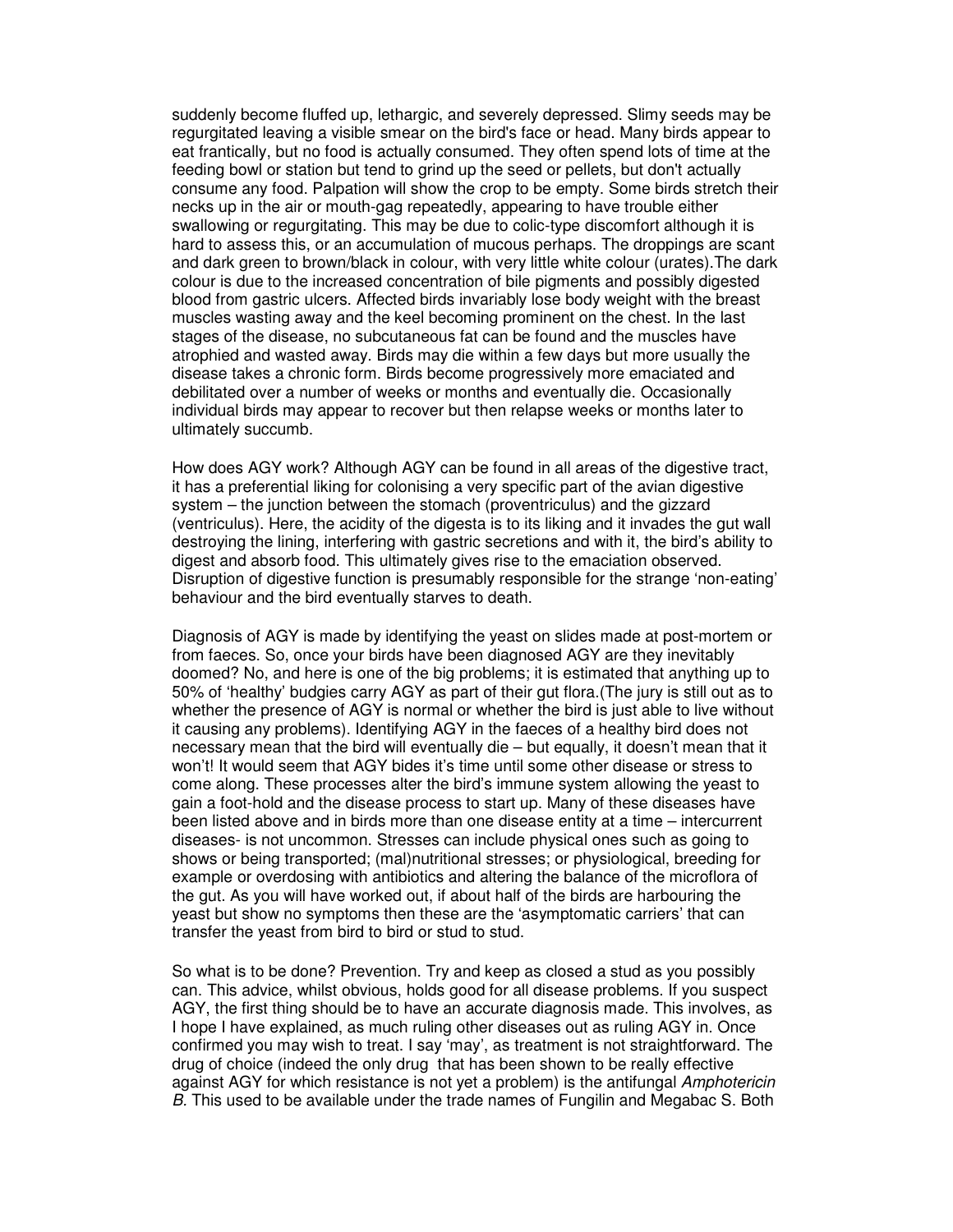suddenly become fluffed up, lethargic, and severely depressed. Slimy seeds may be regurgitated leaving a visible smear on the bird's face or head. Many birds appear to eat frantically, but no food is actually consumed. They often spend lots of time at the feeding bowl or station but tend to grind up the seed or pellets, but don't actually consume any food. Palpation will show the crop to be empty. Some birds stretch their necks up in the air or mouth-gag repeatedly, appearing to have trouble either swallowing or regurgitating. This may be due to colic-type discomfort although it is hard to assess this, or an accumulation of mucous perhaps. The droppings are scant and dark green to brown/black in colour, with very little white colour (urates).The dark colour is due to the increased concentration of bile pigments and possibly digested blood from gastric ulcers. Affected birds invariably lose body weight with the breast muscles wasting away and the keel becoming prominent on the chest. In the last stages of the disease, no subcutaneous fat can be found and the muscles have atrophied and wasted away. Birds may die within a few days but more usually the disease takes a chronic form. Birds become progressively more emaciated and debilitated over a number of weeks or months and eventually die. Occasionally individual birds may appear to recover but then relapse weeks or months later to ultimately succumb.

How does AGY work? Although AGY can be found in all areas of the digestive tract, it has a preferential liking for colonising a very specific part of the avian digestive system – the junction between the stomach (proventriculus) and the gizzard (ventriculus). Here, the acidity of the digesta is to its liking and it invades the gut wall destroying the lining, interfering with gastric secretions and with it, the bird's ability to digest and absorb food. This ultimately gives rise to the emaciation observed. Disruption of digestive function is presumably responsible for the strange 'non-eating' behaviour and the bird eventually starves to death.

Diagnosis of AGY is made by identifying the yeast on slides made at post-mortem or from faeces. So, once your birds have been diagnosed AGY are they inevitably doomed? No, and here is one of the big problems; it is estimated that anything up to 50% of 'healthy' budgies carry AGY as part of their gut flora.(The jury is still out as to whether the presence of AGY is normal or whether the bird is just able to live without it causing any problems). Identifying AGY in the faeces of a healthy bird does not necessary mean that the bird will eventually die – but equally, it doesn't mean that it won't! It would seem that AGY bides it's time until some other disease or stress to come along. These processes alter the bird's immune system allowing the yeast to gain a foot-hold and the disease process to start up. Many of these diseases have been listed above and in birds more than one disease entity at a time – intercurrent diseases- is not uncommon. Stresses can include physical ones such as going to shows or being transported; (mal)nutritional stresses; or physiological, breeding for example or overdosing with antibiotics and altering the balance of the microflora of the gut. As you will have worked out, if about half of the birds are harbouring the yeast but show no symptoms then these are the 'asymptomatic carriers' that can transfer the yeast from bird to bird or stud to stud.

So what is to be done? Prevention. Try and keep as closed a stud as you possibly can. This advice, whilst obvious, holds good for all disease problems. If you suspect AGY, the first thing should be to have an accurate diagnosis made. This involves, as I hope I have explained, as much ruling other diseases out as ruling AGY in. Once confirmed you may wish to treat. I say 'may', as treatment is not straightforward. The drug of choice (indeed the only drug that has been shown to be really effective against AGY for which resistance is not yet a problem) is the antifungal *Amphotericin B.* This used to be available under the trade names of Fungilin and Megabac S. Both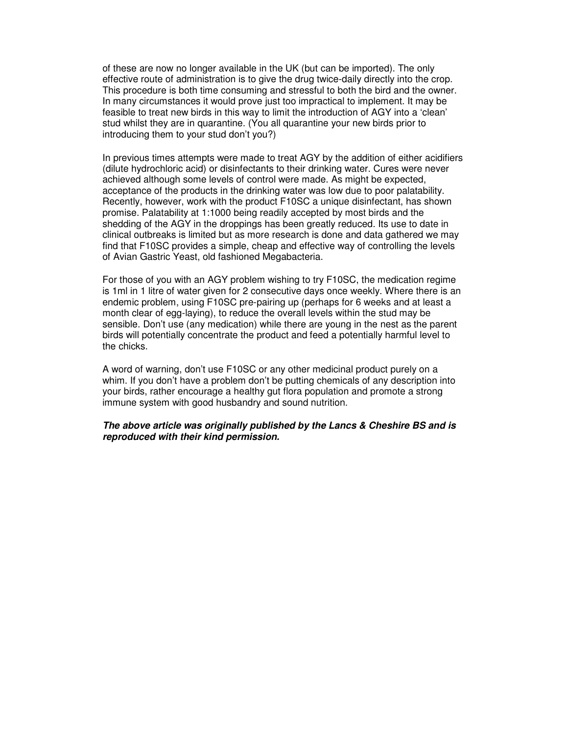of these are now no longer available in the UK (but can be imported). The only effective route of administration is to give the drug twice-daily directly into the crop. This procedure is both time consuming and stressful to both the bird and the owner. In many circumstances it would prove just too impractical to implement. It may be feasible to treat new birds in this way to limit the introduction of AGY into a 'clean' stud whilst they are in quarantine. (You all quarantine your new birds prior to introducing them to your stud don't you?)

In previous times attempts were made to treat AGY by the addition of either acidifiers (dilute hydrochloric acid) or disinfectants to their drinking water. Cures were never achieved although some levels of control were made. As might be expected, acceptance of the products in the drinking water was low due to poor palatability. Recently, however, work with the product F10SC a unique disinfectant, has shown promise. Palatability at 1:1000 being readily accepted by most birds and the shedding of the AGY in the droppings has been greatly reduced. Its use to date in clinical outbreaks is limited but as more research is done and data gathered we may find that F10SC provides a simple, cheap and effective way of controlling the levels of Avian Gastric Yeast, old fashioned Megabacteria.

For those of you with an AGY problem wishing to try F10SC, the medication regime is 1ml in 1 litre of water given for 2 consecutive days once weekly. Where there is an endemic problem, using F10SC pre-pairing up (perhaps for 6 weeks and at least a month clear of egg-laying), to reduce the overall levels within the stud may be sensible. Don't use (any medication) while there are young in the nest as the parent birds will potentially concentrate the product and feed a potentially harmful level to the chicks.

A word of warning, don't use F10SC or any other medicinal product purely on a whim. If you don't have a problem don't be putting chemicals of any description into your birds, rather encourage a healthy gut flora population and promote a strong immune system with good husbandry and sound nutrition.

***The above article was originally published by the Lancs & Cheshire BS and is reproduced with their kind permission.***